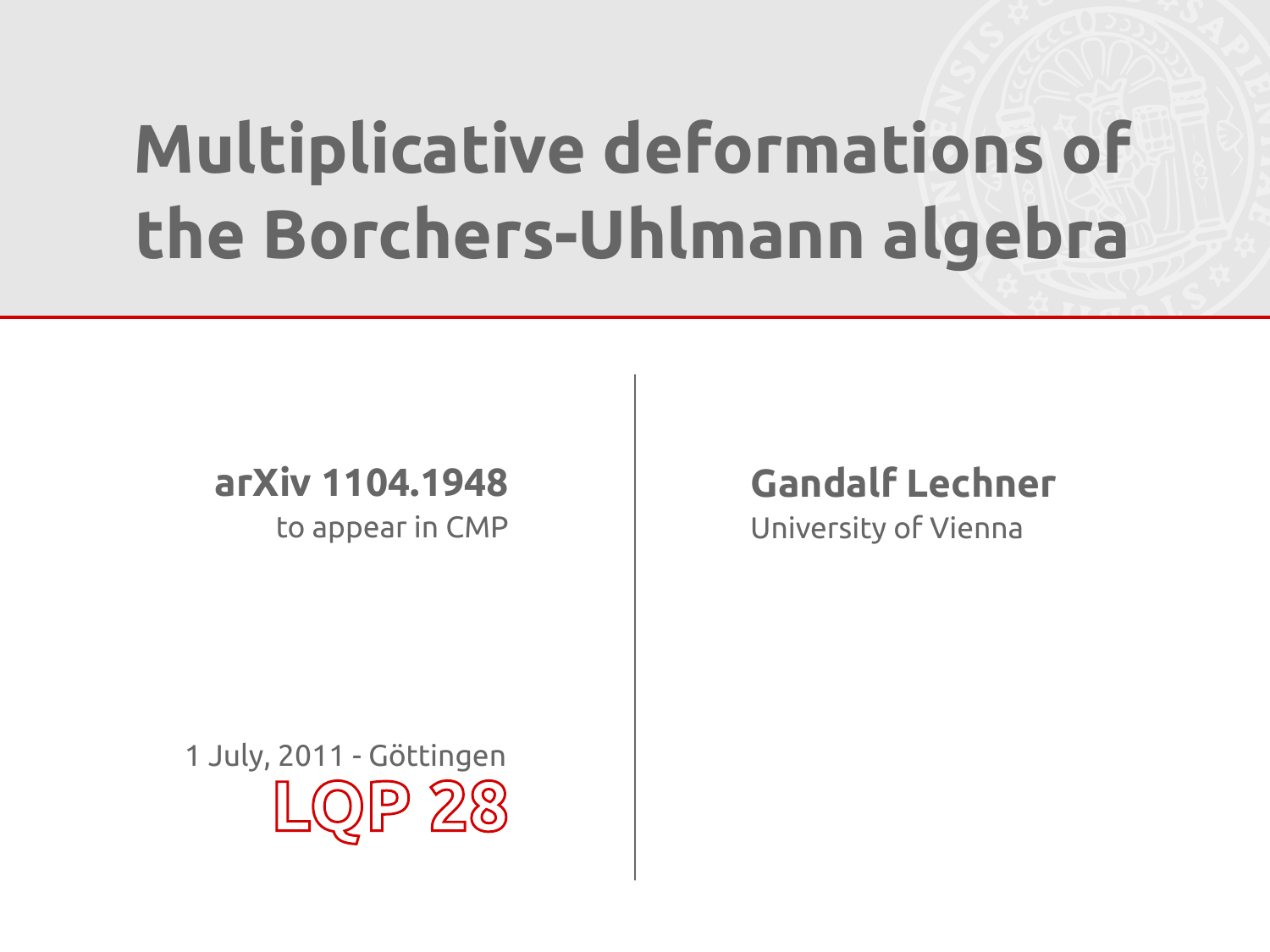# Multiplicative deformations of the Borchers-Uhlmann algebra

**arXiv 1104.1948**
to appear in CMP

**Gandalf Lechner**
University of Vienna

1 July, 2011 - Göttingen
LQP 28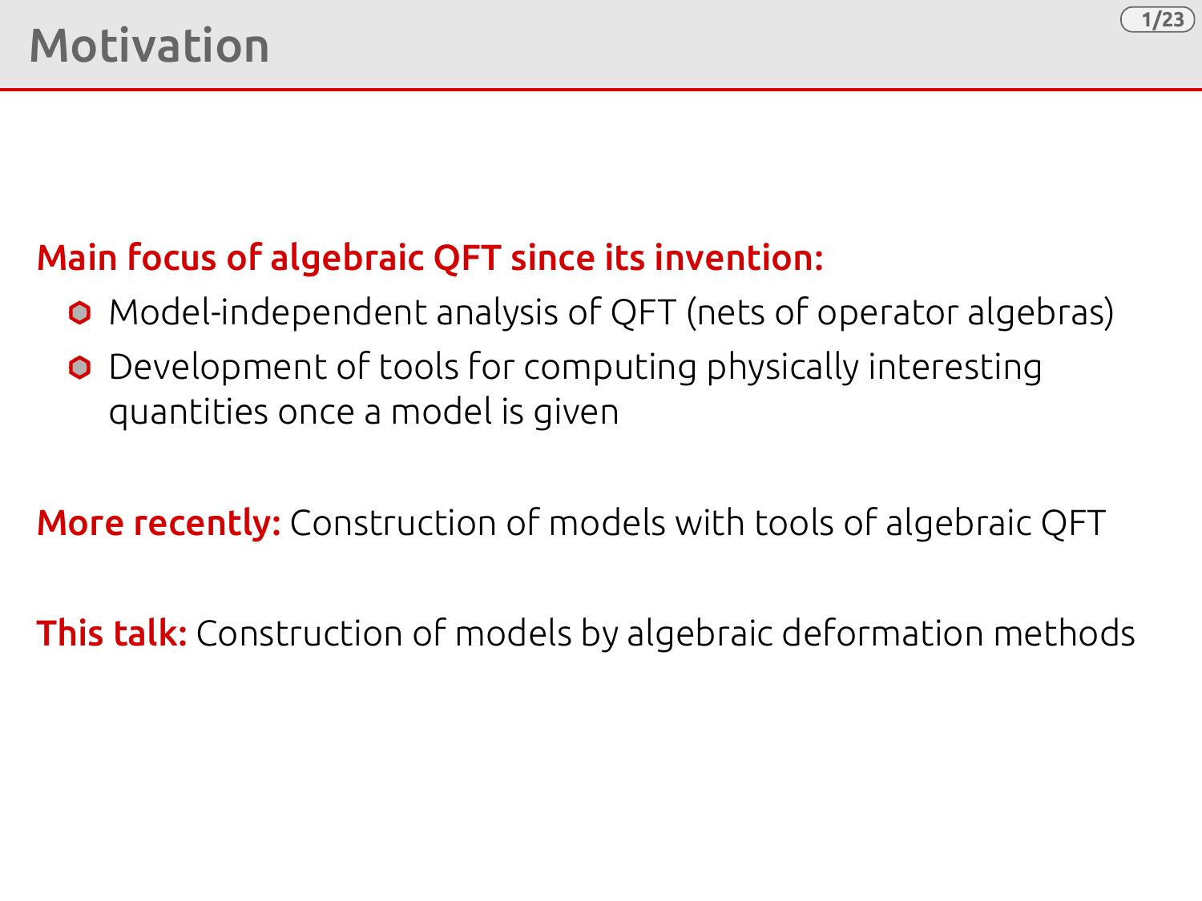# Motivation

**Main focus of algebraic QFT since its invention:**

- Model-independent analysis of QFT (nets of operator algebras)
- Development of tools for computing physically interesting quantities once a model is given

**More recently:** Construction of models with tools of algebraic QFT

**This talk:** Construction of models by algebraic deformation methods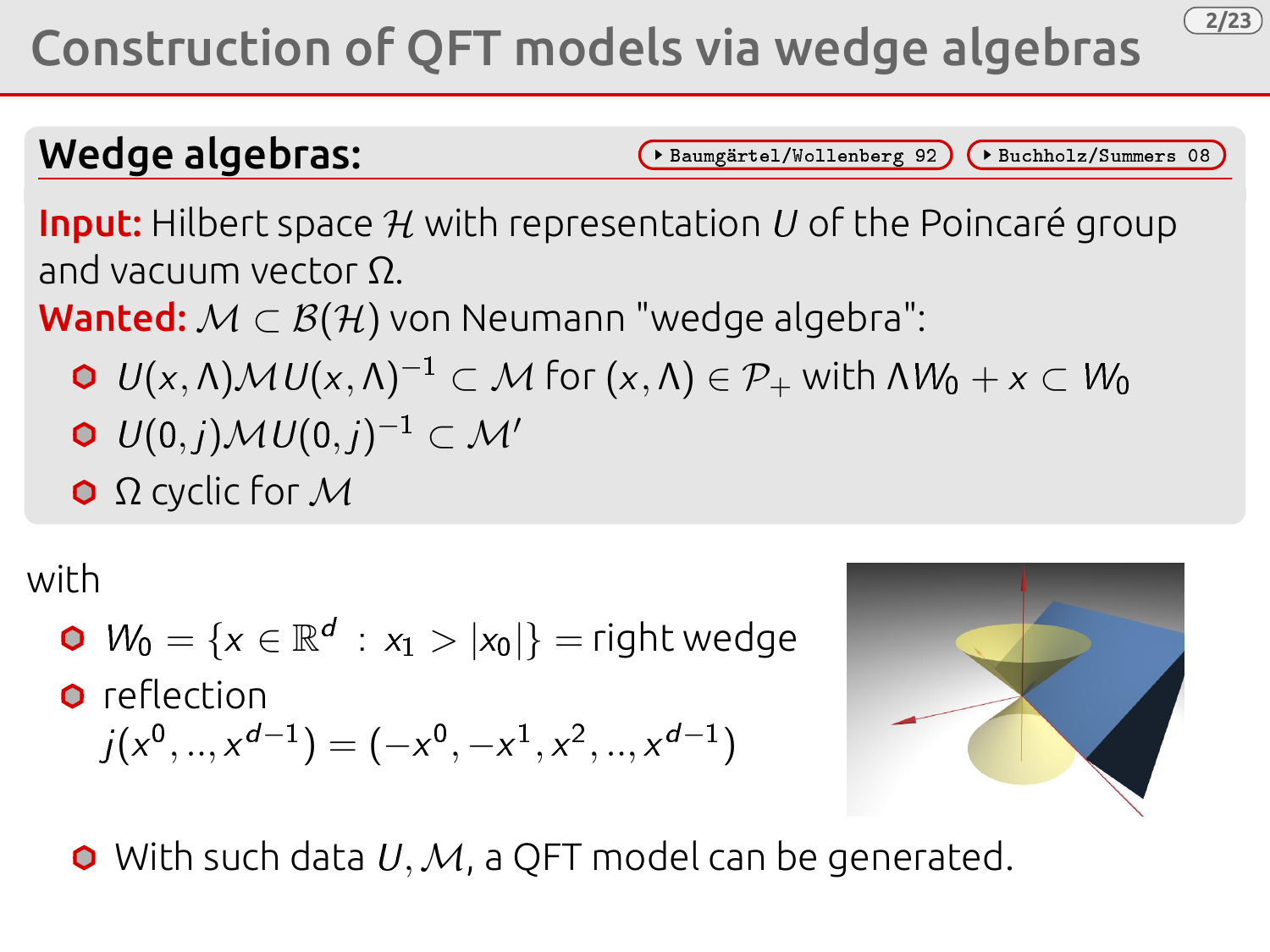# Construction of QFT models via wedge algebras

## Wedge algebras:

Baumgärtel/Wollenberg 92 | Buchholz/Summers 08

**Input:** Hilbert space $\mathcal{H}$ with representation $U$ of the Poincaré group and vacuum vector $\Omega$.

**Wanted:** $\mathcal{M} \subset \mathcal{B}(\mathcal{H})$ von Neumann "wedge algebra":

- $U(x,\Lambda)\mathcal{M}U(x,\Lambda)^{-1} \subset \mathcal{M}$ for $(x,\Lambda) \in \mathcal{P}_+$ with $\Lambda W_0 + x \subset W_0$
- $U(0,j)\mathcal{M}U(0,j)^{-1} \subset \mathcal{M}'$
- $\Omega$ cyclic for $\mathcal{M}$

with

- $W_0 = \{x \in \mathbb{R}^d \;:\; x_1 > |x_0|\}$ = right wedge
- reflection $j(x^0, .., x^{d-1}) = (-x^0, -x^1, x^2, .., x^{d-1})$

- With such data $U, \mathcal{M}$, a QFT model can be generated.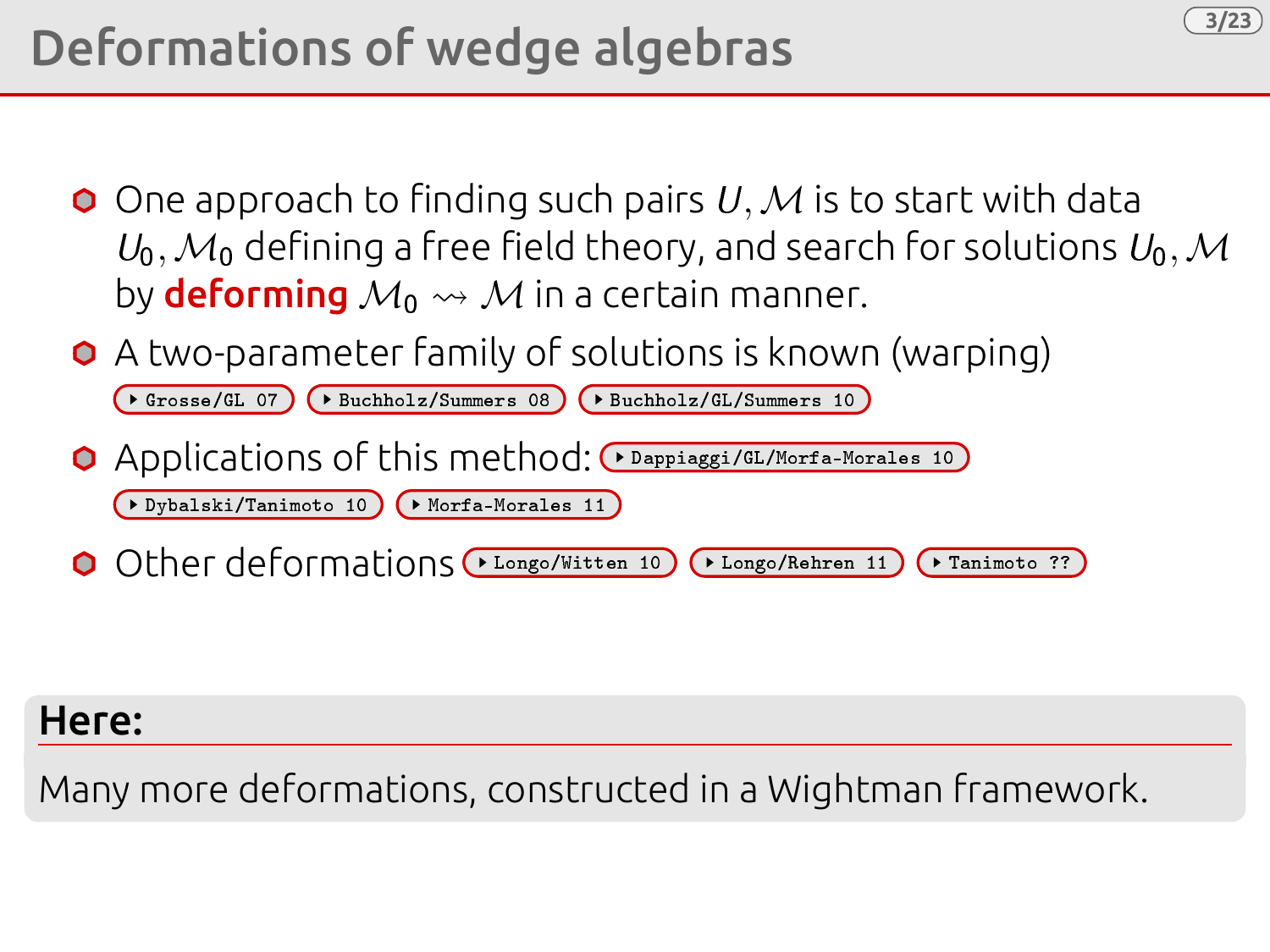# Deformations of wedge algebras

- One approach to finding such pairs $U, \mathcal{M}$ is to start with data $U_0, \mathcal{M}_0$ defining a free field theory, and search for solutions $U_0, \mathcal{M}$ by **deforming** $\mathcal{M}_0 \rightsquigarrow \mathcal{M}$ in a certain manner.
- A two-parameter family of solutions is known (warping)
  ▸ Grosse/GL 07 ▸ Buchholz/Summers 08 ▸ Buchholz/GL/Summers 10
- Applications of this method: ▸ Dappiaggi/GL/Morfa-Morales 10 ▸ Dybalski/Tanimoto 10 ▸ Morfa-Morales 11
- Other deformations ▸ Longo/Witten 10 ▸ Longo/Rehren 11 ▸ Tanimoto ??

**Here:**

Many more deformations, constructed in a Wightman framework.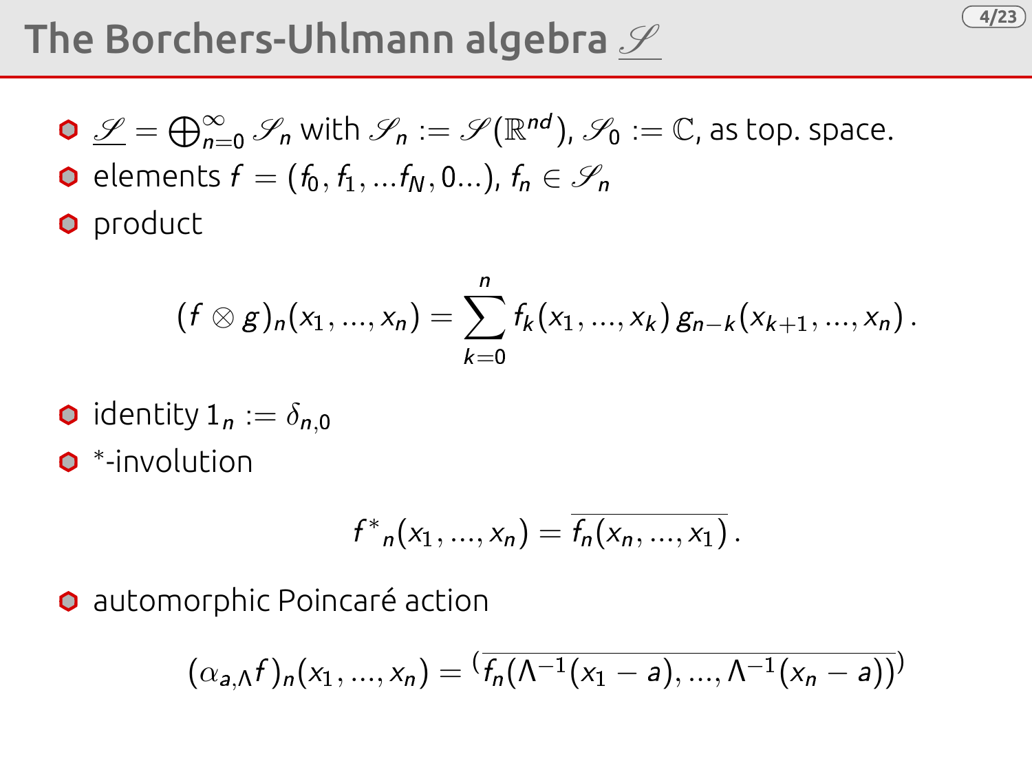# The Borchers-Uhlmann algebra $\underline{\mathscr{S}}$

- $\underline{\mathscr{S}} = \bigoplus_{n=0}^{\infty} \mathscr{S}_n$ with $\mathscr{S}_n := \mathscr{S}(\mathbb{R}^{nd})$, $\mathscr{S}_0 := \mathbb{C}$, as top. space.
- elements $f = (f_0, f_1, ...f_N, 0...)$, $f_n \in \mathscr{S}_n$
- product

$$(f \otimes g)_n(x_1, ..., x_n) = \sum_{k=0}^{n} f_k(x_1, ..., x_k)\, g_{n-k}(x_{k+1}, ..., x_n)\,.$$

- identity $1_n := \delta_{n,0}$
- $^*$-involution

$$f^*{}_n(x_1, ..., x_n) = \overline{f_n(x_n, ..., x_1)}\,.$$

- automorphic Poincaré action

$$(\alpha_{a,\Lambda} f)_n(x_1, ..., x_n) = {}^{(}\overline{f_n(\Lambda^{-1}(x_1 - a), ..., \Lambda^{-1}(x_n - a))}{}^{)}$$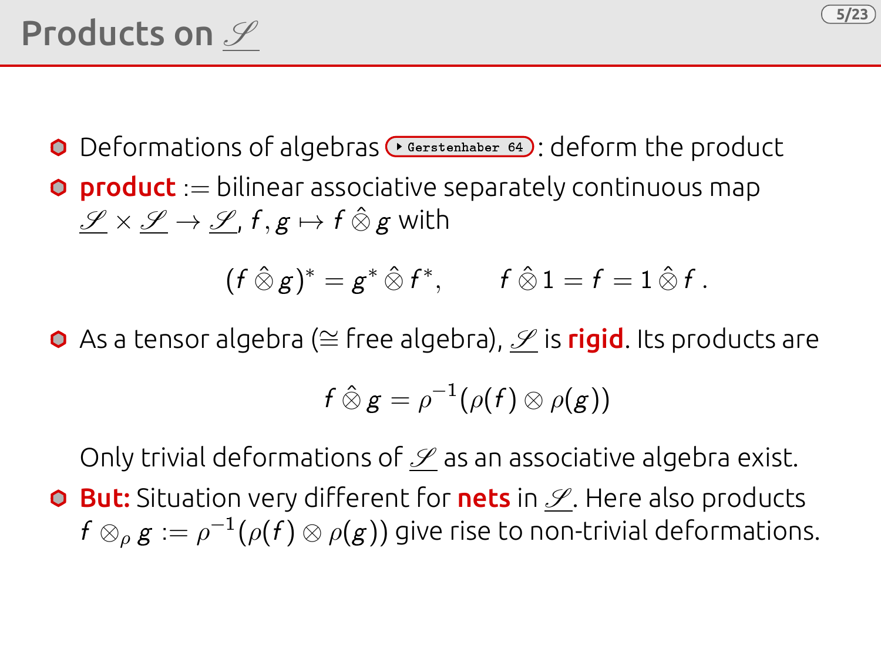# Products on $\underline{\mathscr{S}}$

- Deformations of algebras ▸ Gerstenhaber 64 : deform the product
- **product** := bilinear associative separately continuous map $\underline{\mathscr{S}} \times \underline{\mathscr{S}} \to \underline{\mathscr{S}}$, $f, g \mapsto f \,\hat{\otimes}\, g$ with

$$(f \,\hat{\otimes}\, g)^* = g^* \,\hat{\otimes}\, f^*, \qquad f \,\hat{\otimes}\, 1 = f = 1 \,\hat{\otimes}\, f\,.$$

- As a tensor algebra ($\cong$ free algebra), $\underline{\mathscr{S}}$ is **rigid**. Its products are

$$f \,\hat{\otimes}\, g = \rho^{-1}(\rho(f) \otimes \rho(g))$$

  Only trivial deformations of $\underline{\mathscr{S}}$ as an associative algebra exist.

- **But:** Situation very different for **nets** in $\underline{\mathscr{S}}$. Here also products $f \otimes_\rho g := \rho^{-1}(\rho(f) \otimes \rho(g))$ give rise to non-trivial deformations.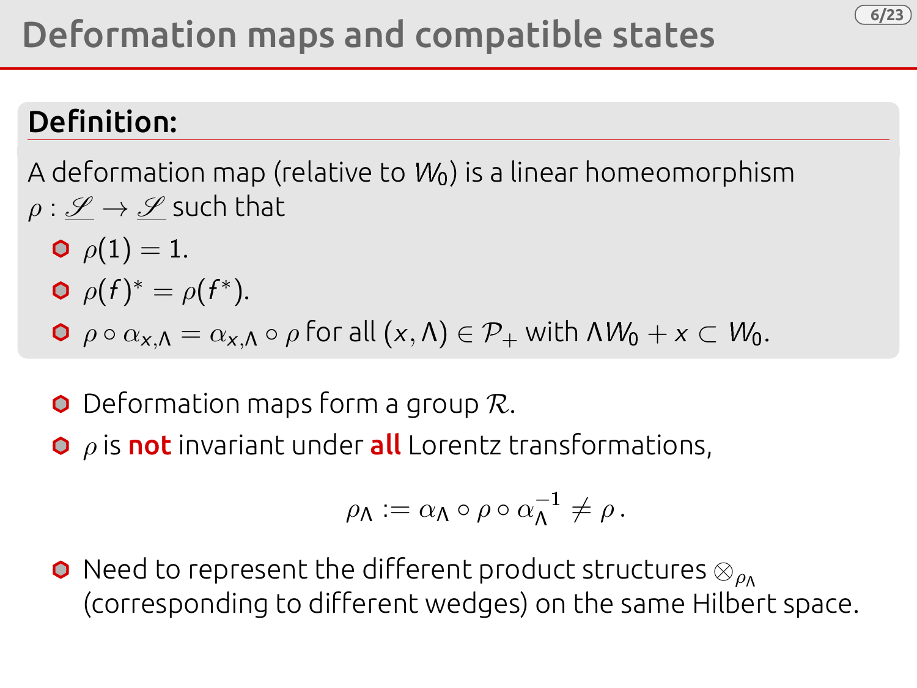# Deformation maps and compatible states

**Definition:**

A deformation map (relative to $W_0$) is a linear homeomorphism $\rho : \underline{\mathscr{S}} \to \underline{\mathscr{S}}$ such that

- $\rho(1) = 1.$
- $\rho(f)^* = \rho(f^*).$
- $\rho \circ \alpha_{x,\Lambda} = \alpha_{x,\Lambda} \circ \rho$ for all $(x, \Lambda) \in \mathcal{P}_+$ with $\Lambda W_0 + x \subset W_0$.

- Deformation maps form a group $\mathcal{R}$.
- $\rho$ is **not** invariant under **all** Lorentz transformations,

$$\rho_\Lambda := \alpha_\Lambda \circ \rho \circ \alpha_\Lambda^{-1} \neq \rho \, .$$

- Need to represent the different product structures $\otimes_{\rho_\Lambda}$ (corresponding to different wedges) on the same Hilbert space.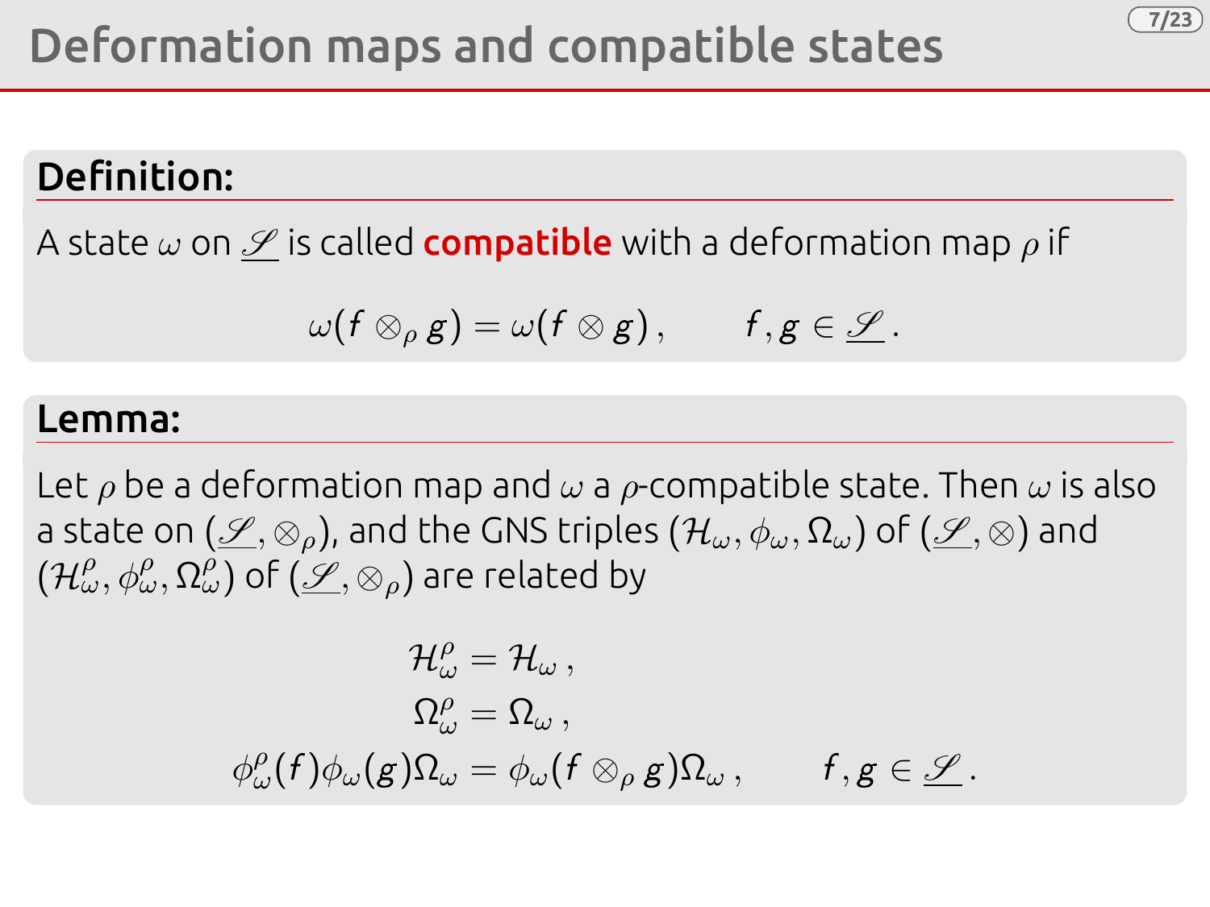# Deformation maps and compatible states

**Definition:**

A state $\omega$ on $\underline{\mathscr{S}}$ is called **compatible** with a deformation map $\rho$ if

$$\omega(f \otimes_\rho g) = \omega(f \otimes g)\,, \qquad f, g \in \underline{\mathscr{S}}\,.$$

**Lemma:**

Let $\rho$ be a deformation map and $\omega$ a $\rho$-compatible state. Then $\omega$ is also a state on $(\underline{\mathscr{S}}, \otimes_\rho)$, and the GNS triples $(\mathcal{H}_\omega, \phi_\omega, \Omega_\omega)$ of $(\underline{\mathscr{S}}, \otimes)$ and $(\mathcal{H}_\omega^\rho, \phi_\omega^\rho, \Omega_\omega^\rho)$ of $(\underline{\mathscr{S}}, \otimes_\rho)$ are related by

$$\begin{aligned}
\mathcal{H}_\omega^\rho &= \mathcal{H}_\omega\,,\\
\Omega_\omega^\rho &= \Omega_\omega\,,\\
\phi_\omega^\rho(f)\phi_\omega(g)\Omega_\omega &= \phi_\omega(f \otimes_\rho g)\Omega_\omega\,, \qquad f, g \in \underline{\mathscr{S}}\,.
\end{aligned}$$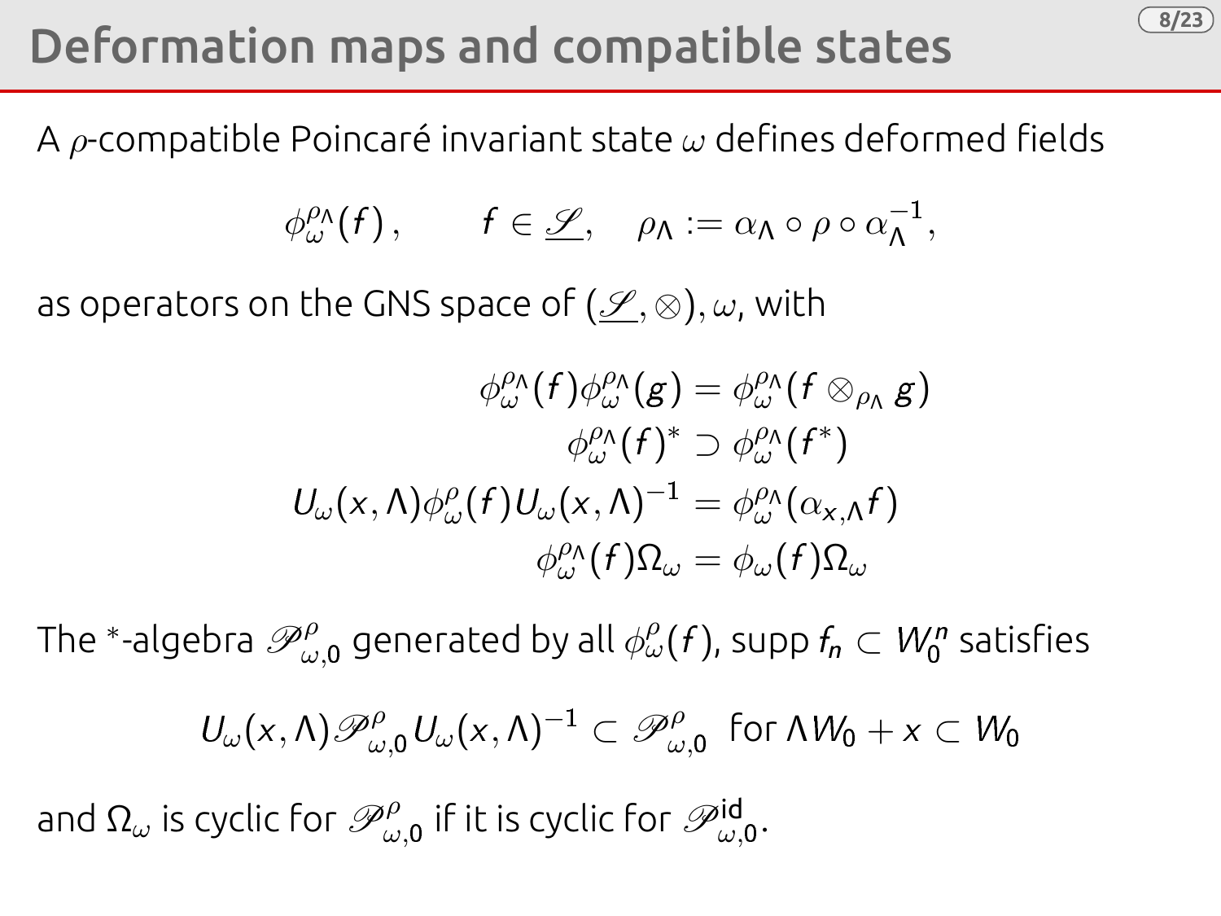# Deformation maps and compatible states

A $\rho$-compatible Poincaré invariant state $\omega$ defines deformed fields

$$\phi_\omega^{\rho_\Lambda}(f)\,, \qquad f \in \underline{\mathscr{S}}, \quad \rho_\Lambda := \alpha_\Lambda \circ \rho \circ \alpha_\Lambda^{-1},$$

as operators on the GNS space of $(\underline{\mathscr{S}}, \otimes), \omega$, with

$$\begin{aligned}
\phi_\omega^{\rho_\Lambda}(f)\phi_\omega^{\rho_\Lambda}(g) &= \phi_\omega^{\rho_\Lambda}(f \otimes_{\rho_\Lambda} g) \\
\phi_\omega^{\rho_\Lambda}(f)^* &\supset \phi_\omega^{\rho_\Lambda}(f^*) \\
U_\omega(x,\Lambda)\phi_\omega^{\rho}(f)U_\omega(x,\Lambda)^{-1} &= \phi_\omega^{\rho_\Lambda}(\alpha_{x,\Lambda}f) \\
\phi_\omega^{\rho_\Lambda}(f)\Omega_\omega &= \phi_\omega(f)\Omega_\omega
\end{aligned}$$

The $^*$-algebra $\mathscr{P}_{\omega,0}^{\rho}$ generated by all $\phi_\omega^{\rho}(f)$, $\operatorname{supp} f_n \subset W_0^n$ satisfies

$$U_\omega(x,\Lambda)\mathscr{P}_{\omega,0}^{\rho}U_\omega(x,\Lambda)^{-1} \subset \mathscr{P}_{\omega,0}^{\rho} \;\; \text{for } \Lambda W_0 + x \subset W_0$$

and $\Omega_\omega$ is cyclic for $\mathscr{P}_{\omega,0}^{\rho}$ if it is cyclic for $\mathscr{P}_{\omega,0}^{\mathrm{id}}$.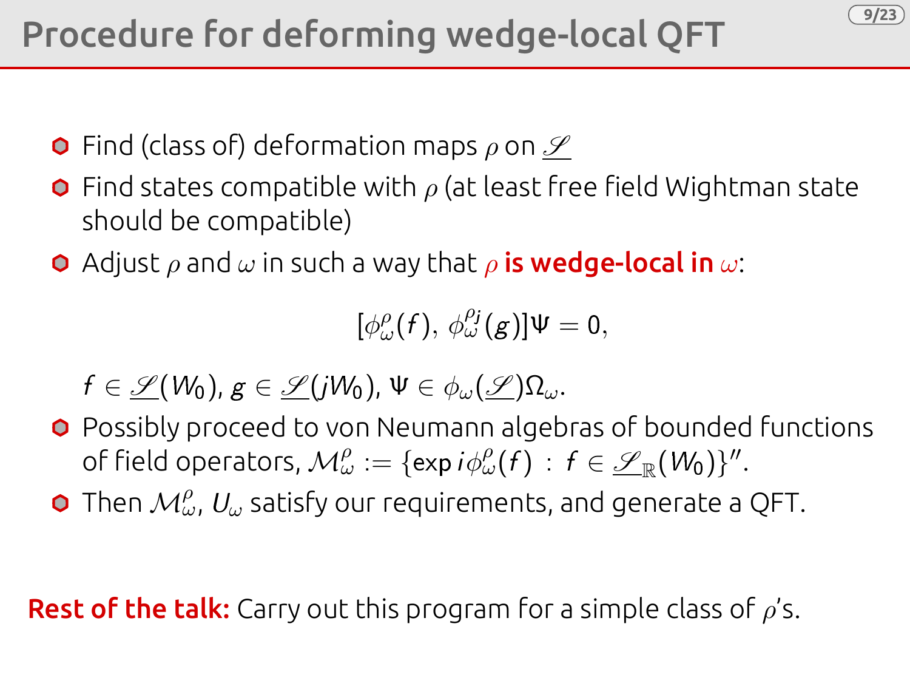# Procedure for deforming wedge-local QFT

- Find (class of) deformation maps $\rho$ on $\underline{\mathscr{S}}$
- Find states compatible with $\rho$ (at least free field Wightman state should be compatible)
- Adjust $\rho$ and $\omega$ in such a way that $\rho$ **is wedge-local in** $\omega$:

$$[\phi_\omega^\rho(f),\, \phi_\omega^{\rho j}(g)]\Psi = 0,$$

  $f \in \underline{\mathscr{S}}(W_0)$, $g \in \underline{\mathscr{S}}(jW_0)$, $\Psi \in \phi_\omega(\underline{\mathscr{S}})\Omega_\omega$.

- Possibly proceed to von Neumann algebras of bounded functions of field operators, $\mathcal{M}_\omega^\rho := \{\exp i\phi_\omega^\rho(f) \,:\, f \in \underline{\mathscr{S}}_\mathbb{R}(W_0)\}''$.
- Then $\mathcal{M}_\omega^\rho$, $U_\omega$ satisfy our requirements, and generate a QFT.

**Rest of the talk:** Carry out this program for a simple class of $\rho$'s.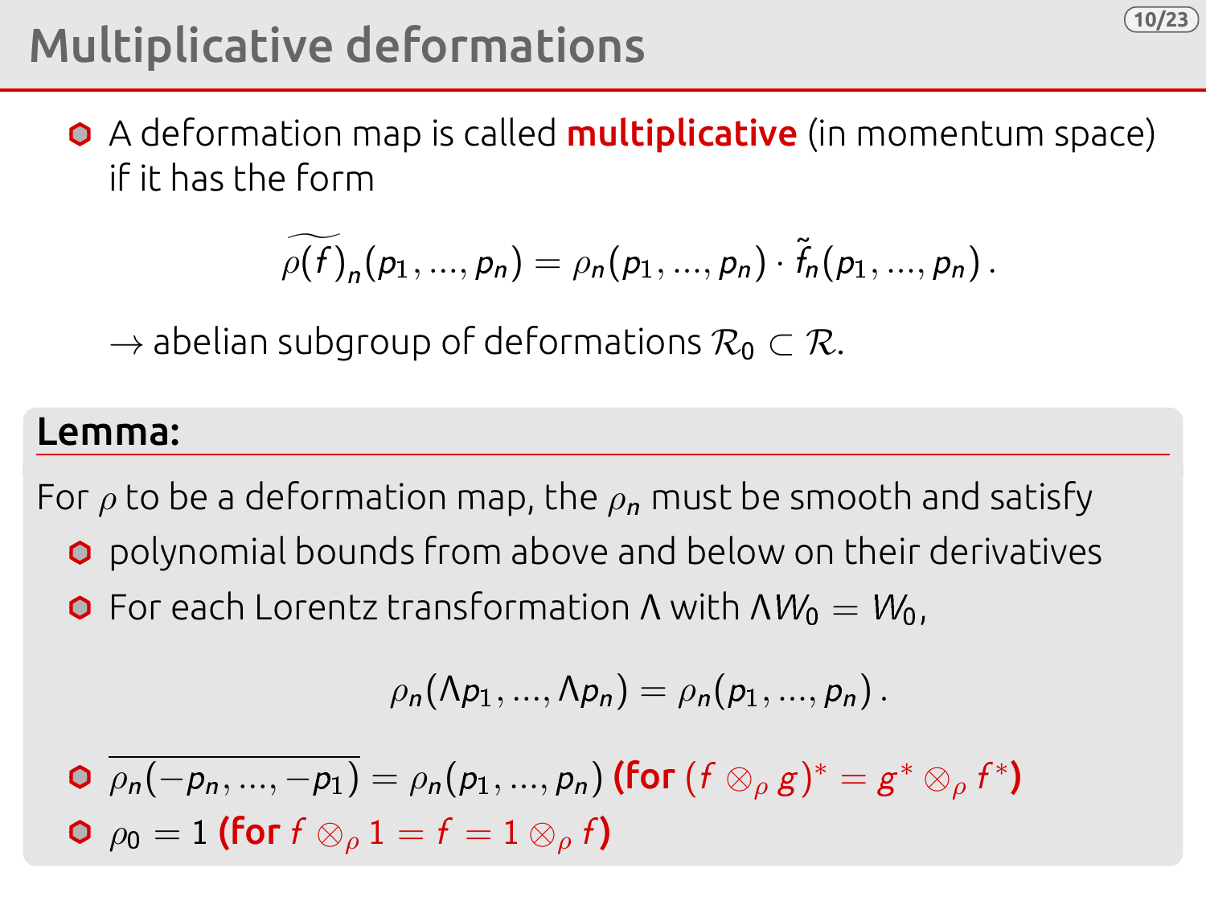# Multiplicative deformations

- A deformation map is called **multiplicative** (in momentum space) if it has the form

$$\widetilde{\rho(f)}_n(p_1, \ldots, p_n) = \rho_n(p_1, \ldots, p_n) \cdot \tilde{f}_n(p_1, \ldots, p_n)\,.$$

$\rightarrow$ abelian subgroup of deformations $\mathcal{R}_0 \subset \mathcal{R}$.

**Lemma:**

For $\rho$ to be a deformation map, the $\rho_n$ must be smooth and satisfy

- polynomial bounds from above and below on their derivatives
- For each Lorentz transformation $\Lambda$ with $\Lambda W_0 = W_0$,

$$\rho_n(\Lambda p_1, \ldots, \Lambda p_n) = \rho_n(p_1, \ldots, p_n)\,.$$

- $\overline{\rho_n(-p_n, \ldots, -p_1)} = \rho_n(p_1, \ldots, p_n)$ **(for** $(f \otimes_\rho g)^* = g^* \otimes_\rho f^*$**)**
- $\rho_0 = 1$ **(for** $f \otimes_\rho 1 = f = 1 \otimes_\rho f$**)**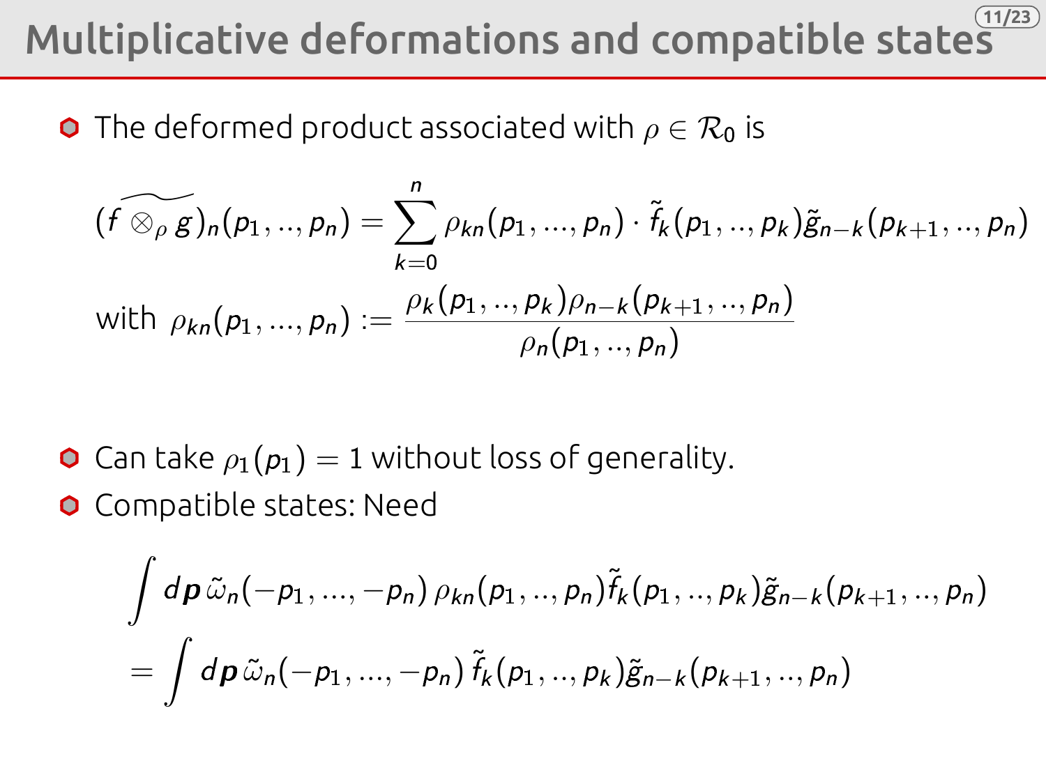# Multiplicative deformations and compatible states

- The deformed product associated with $\rho \in \mathcal{R}_0$ is

$$(\widetilde{f \otimes_\rho g})_n(p_1, .., p_n) = \sum_{k=0}^{n} \rho_{kn}(p_1, ..., p_n) \cdot \tilde{f}_k(p_1, .., p_k)\tilde{g}_{n-k}(p_{k+1}, .., p_n)$$

with $\rho_{kn}(p_1, ..., p_n) := \dfrac{\rho_k(p_1, .., p_k)\rho_{n-k}(p_{k+1}, .., p_n)}{\rho_n(p_1, .., p_n)}$

- Can take $\rho_1(p_1) = 1$ without loss of generality.
- Compatible states: Need

$$\int d\boldsymbol{p}\, \tilde{\omega}_n(-p_1, ..., -p_n)\, \rho_{kn}(p_1, .., p_n)\tilde{f}_k(p_1, .., p_k)\tilde{g}_{n-k}(p_{k+1}, .., p_n)$$

$$= \int d\boldsymbol{p}\, \tilde{\omega}_n(-p_1, ..., -p_n)\, \tilde{f}_k(p_1, .., p_k)\tilde{g}_{n-k}(p_{k+1}, .., p_n)$$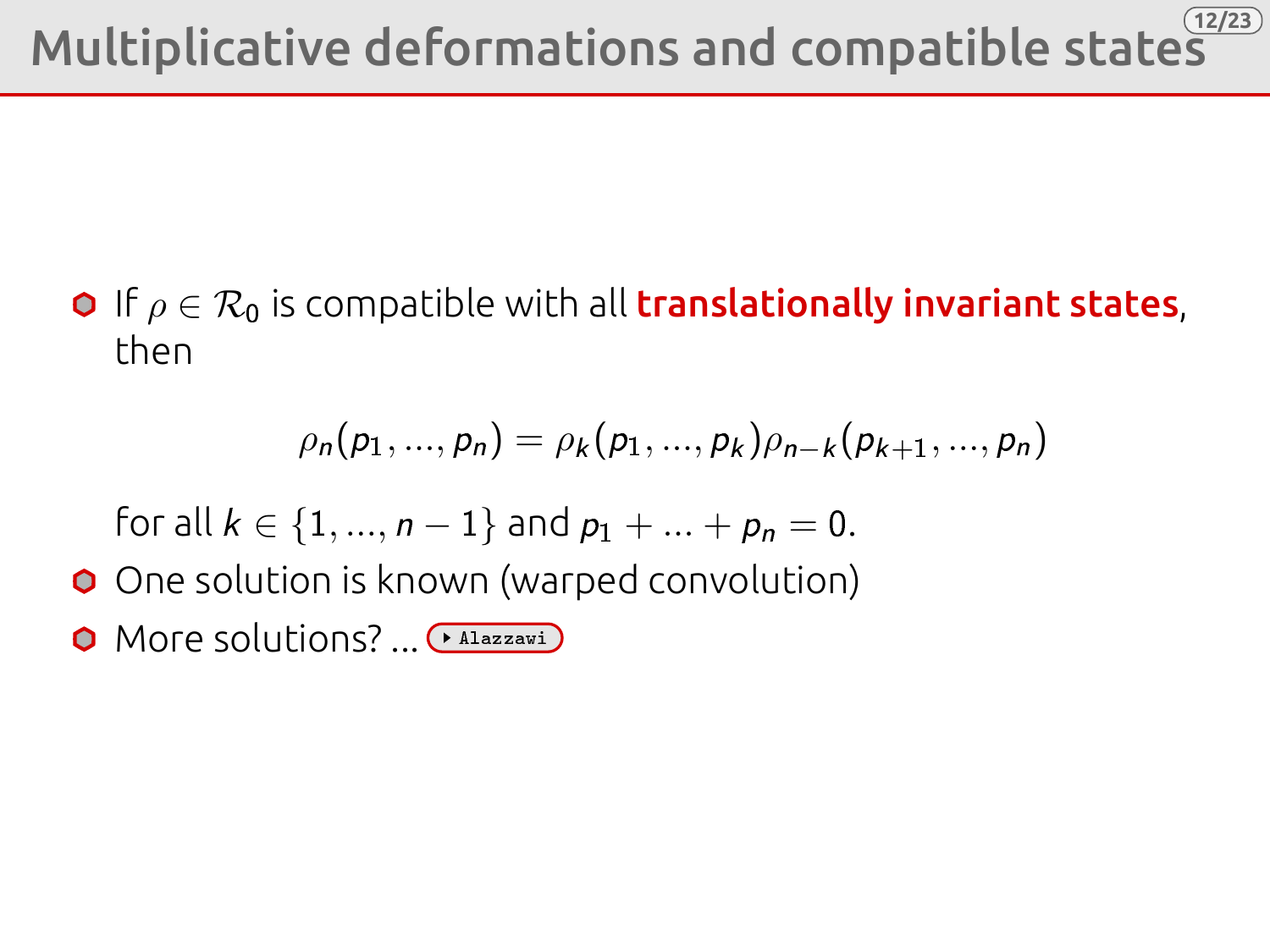# Multiplicative deformations and compatible states

- If $\rho \in \mathcal{R}_0$ is compatible with all **translationally invariant states**, then

$$\rho_n(p_1, ..., p_n) = \rho_k(p_1, ..., p_k)\rho_{n-k}(p_{k+1}, ..., p_n)$$

  for all $k \in \{1, ..., n-1\}$ and $p_1 + ... + p_n = 0$.
- One solution is known (warped convolution)
- More solutions? ... Alazzawi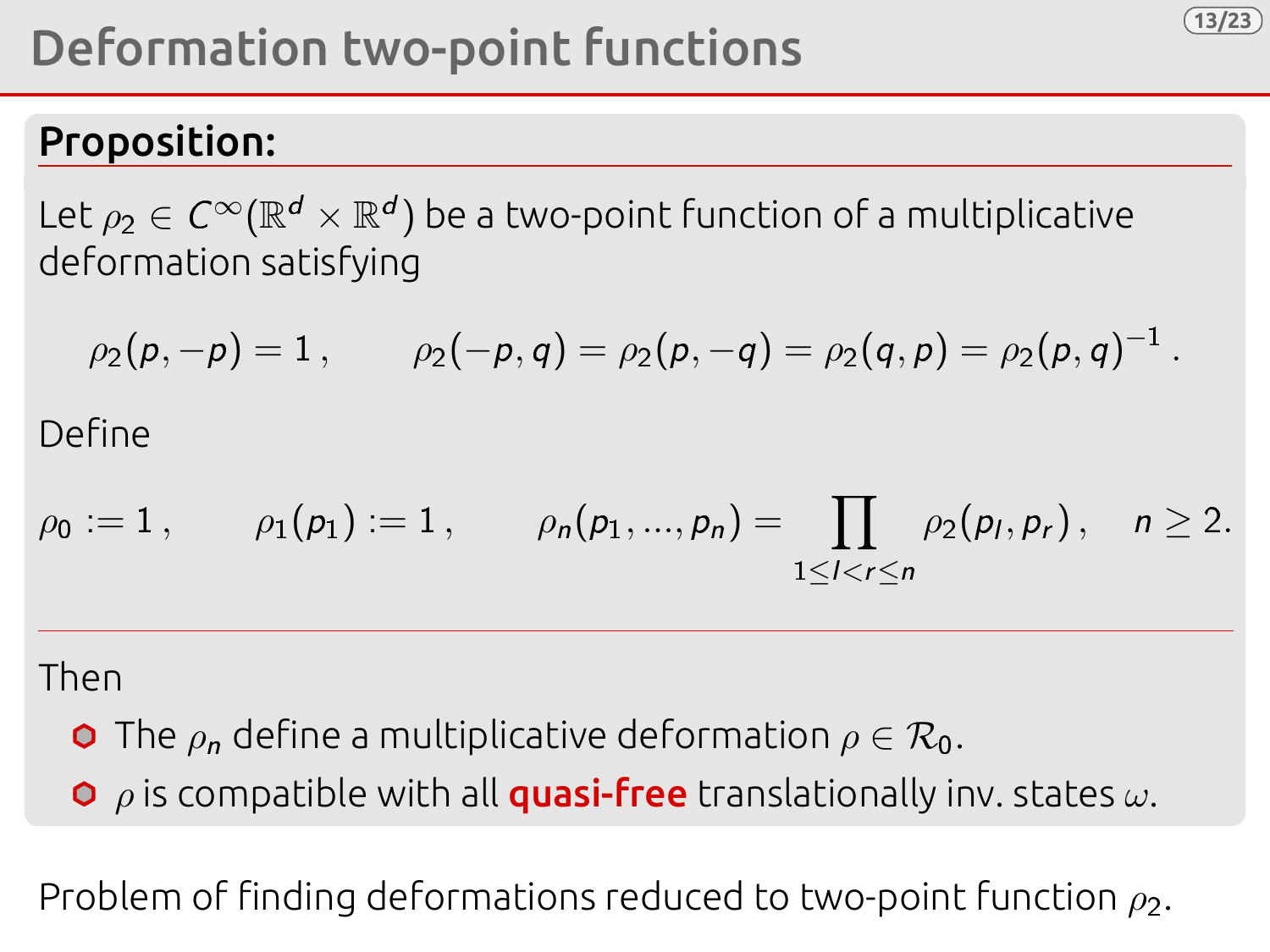# Deformation two-point functions

**Proposition:**

Let $\rho_2 \in C^\infty(\mathbb{R}^d \times \mathbb{R}^d)$ be a two-point function of a multiplicative deformation satisfying

$$\rho_2(p, -p) = 1\,, \qquad \rho_2(-p, q) = \rho_2(p, -q) = \rho_2(q, p) = \rho_2(p, q)^{-1}\,.$$

Define

$$\rho_0 := 1\,, \qquad \rho_1(p_1) := 1\,, \qquad \rho_n(p_1, ..., p_n) = \prod_{1 \leq l < r \leq n} \rho_2(p_l, p_r)\,, \quad n \geq 2.$$

---

Then

- The $\rho_n$ define a multiplicative deformation $\rho \in \mathcal{R}_0$.
- $\rho$ is compatible with all **quasi-free** translationally inv. states $\omega$.

Problem of finding deformations reduced to two-point function $\rho_2$.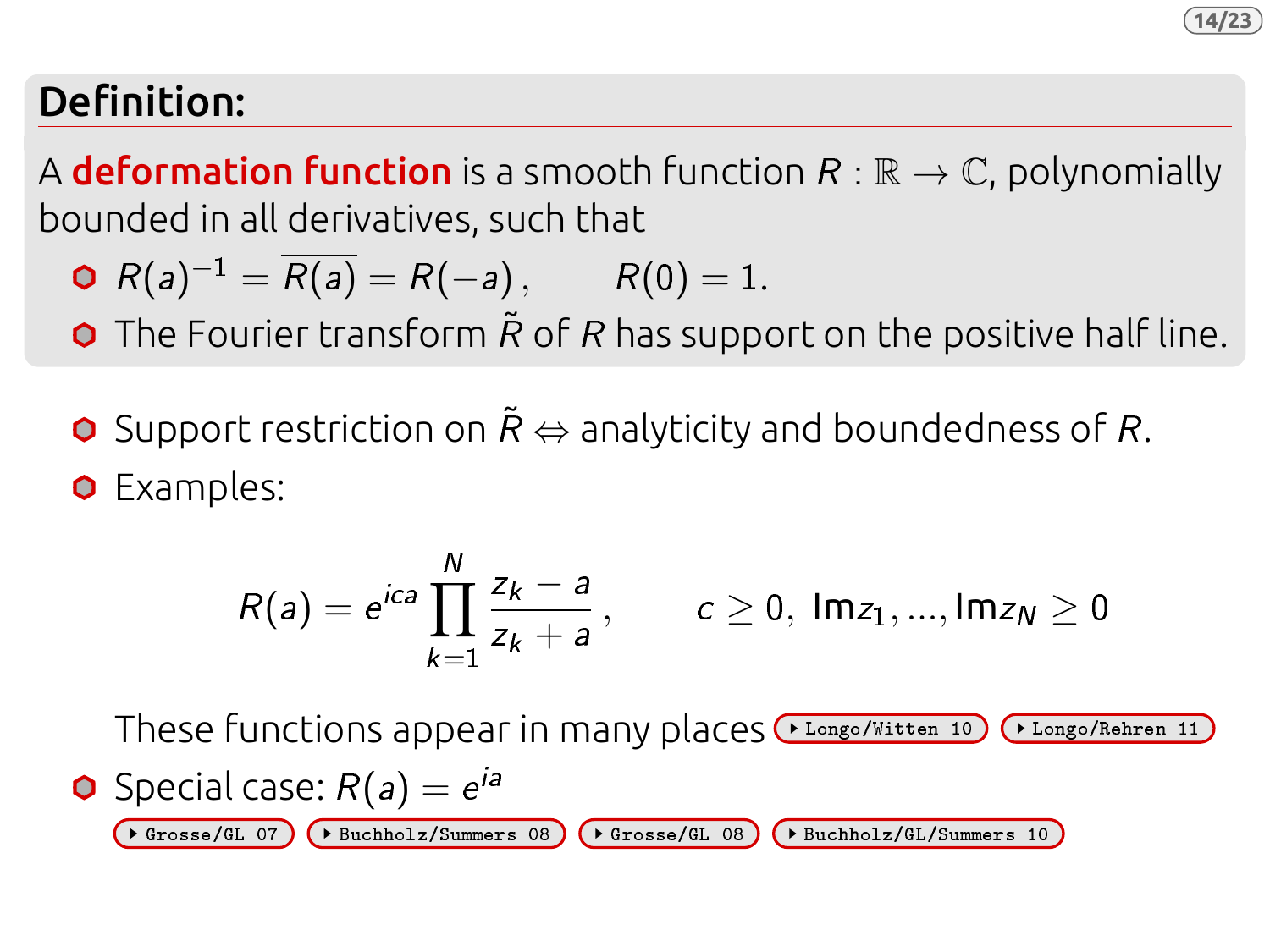## Definition:

A **deformation function** is a smooth function $R : \mathbb{R} \to \mathbb{C}$, polynomially bounded in all derivatives, such that

- $R(a)^{-1} = \overline{R(a)} = R(-a)\,, \qquad R(0) = 1.$
- The Fourier transform $\tilde{R}$ of $R$ has support on the positive half line.

---

- Support restriction on $\tilde{R}$ $\Leftrightarrow$ analyticity and boundedness of $R$.
- Examples:

$$R(a) = e^{ica} \prod_{k=1}^{N} \frac{z_k - a}{z_k + a}\,, \qquad c \geq 0,\ \text{Im} z_1, \ldots, \text{Im} z_N \geq 0$$

  These functions appear in many places [Longo/Witten 10] [Longo/Rehren 11]

- Special case: $R(a) = e^{ia}$

  [Grosse/GL 07] [Buchholz/Summers 08] [Grosse/GL 08] [Buchholz/GL/Summers 10]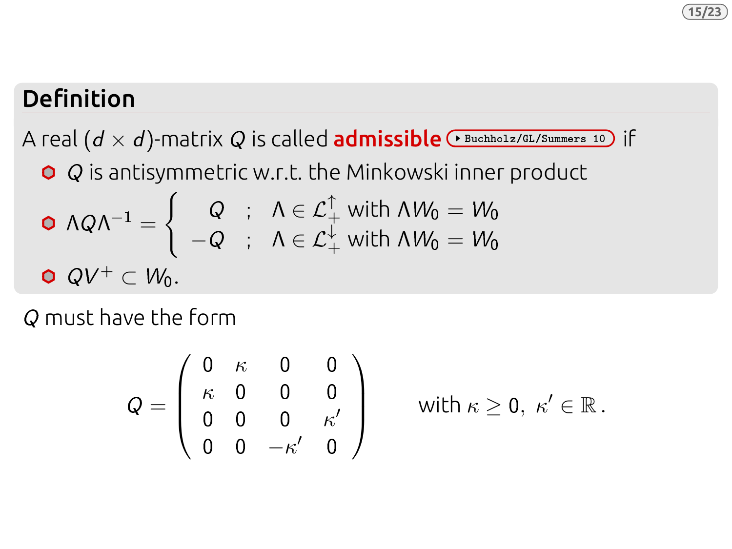## Definition

A real $(d \times d)$-matrix $Q$ is called **admissible** Buchholz/GL/Summers 10 if

- $Q$ is antisymmetric w.r.t. the Minkowski inner product
- $$\Lambda Q \Lambda^{-1} = \begin{cases} Q & ; \quad \Lambda \in \mathcal{L}_+^{\uparrow} \text{ with } \Lambda W_0 = W_0 \\ -Q & ; \quad \Lambda \in \mathcal{L}_+^{\downarrow} \text{ with } \Lambda W_0 = W_0 \end{cases}$$
- $QV^+ \subset W_0$.

$Q$ must have the form

$$Q = \begin{pmatrix} 0 & \kappa & 0 & 0 \\ \kappa & 0 & 0 & 0 \\ 0 & 0 & 0 & \kappa' \\ 0 & 0 & -\kappa' & 0 \end{pmatrix} \qquad \text{with } \kappa \geq 0, \ \kappa' \in \mathbb{R} \,.$$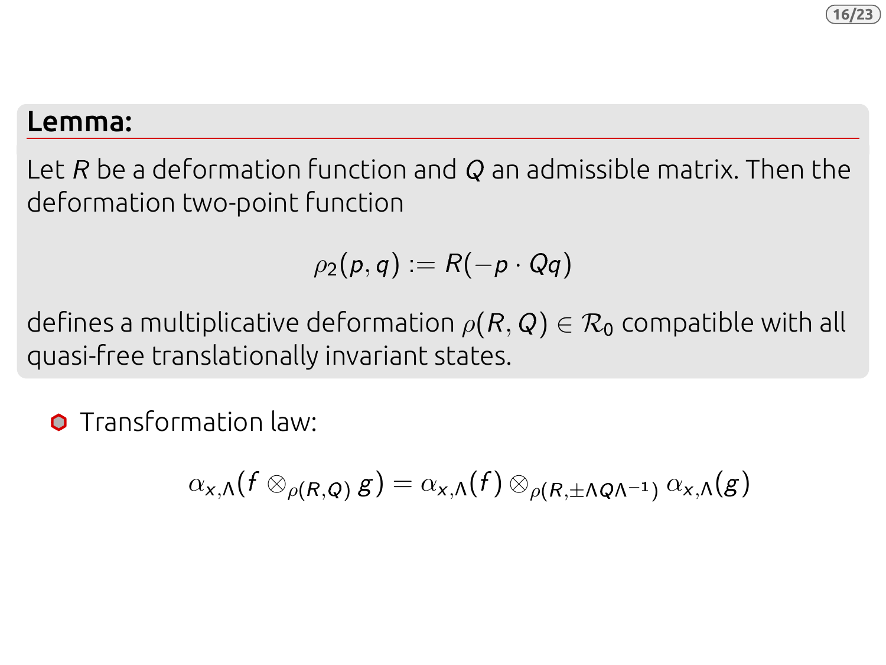**Lemma:**

Let $R$ be a deformation function and $Q$ an admissible matrix. Then the deformation two-point function

$$\rho_2(p, q) := R(-p \cdot Qq)$$

defines a multiplicative deformation $\rho(R, Q) \in \mathcal{R}_0$ compatible with all quasi-free translationally invariant states.

- Transformation law:

$$\alpha_{x,\Lambda}(f \otimes_{\rho(R,Q)} g) = \alpha_{x,\Lambda}(f) \otimes_{\rho(R, \pm\Lambda Q \Lambda^{-1})} \alpha_{x,\Lambda}(g)$$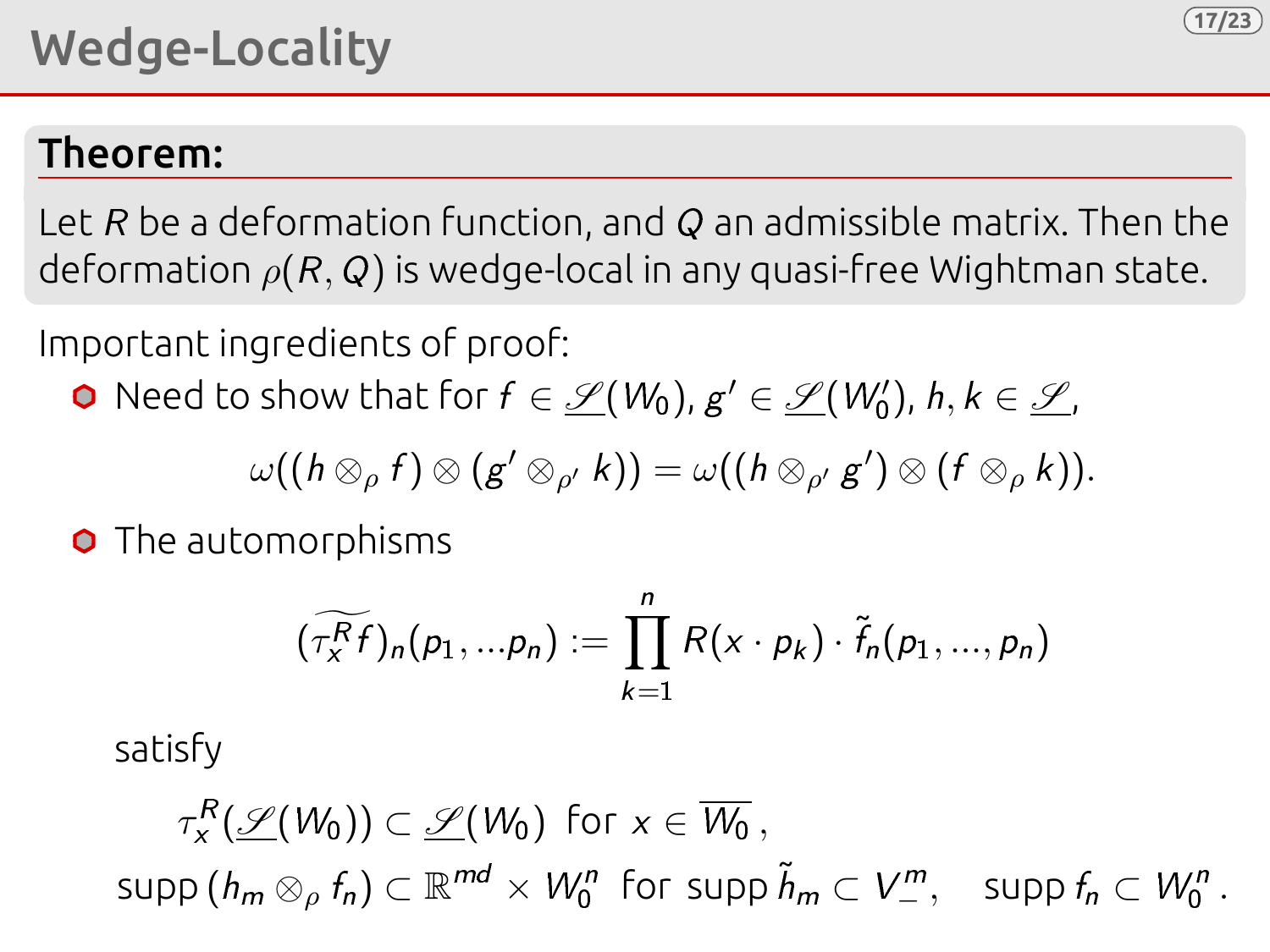# Wedge-Locality

**Theorem:**

Let $R$ be a deformation function, and $Q$ an admissible matrix. Then the deformation $\rho(R, Q)$ is wedge-local in any quasi-free Wightman state.

Important ingredients of proof:

- Need to show that for $f \in \underline{\mathscr{S}}(W_0)$, $g' \in \underline{\mathscr{S}}(W_0')$, $h, k \in \underline{\mathscr{S}}$,

$$\omega((h \otimes_\rho f) \otimes (g' \otimes_{\rho'} k)) = \omega((h \otimes_{\rho'} g') \otimes (f \otimes_\rho k)).$$

- The automorphisms

$$(\widetilde{\tau_x^R f})_n(p_1, ...p_n) := \prod_{k=1}^{n} R(x \cdot p_k) \cdot \tilde{f}_n(p_1, ..., p_n)$$

  satisfy

$$\tau_x^R(\underline{\mathscr{S}}(W_0)) \subset \underline{\mathscr{S}}(W_0) \text{ for } x \in \overline{W_0},$$

$$\text{supp}\,(h_m \otimes_\rho f_n) \subset \mathbb{R}^{md} \times W_0^n \text{ for supp}\,\tilde{h}_m \subset V_-^m, \quad \text{supp}\,f_n \subset W_0^n.$$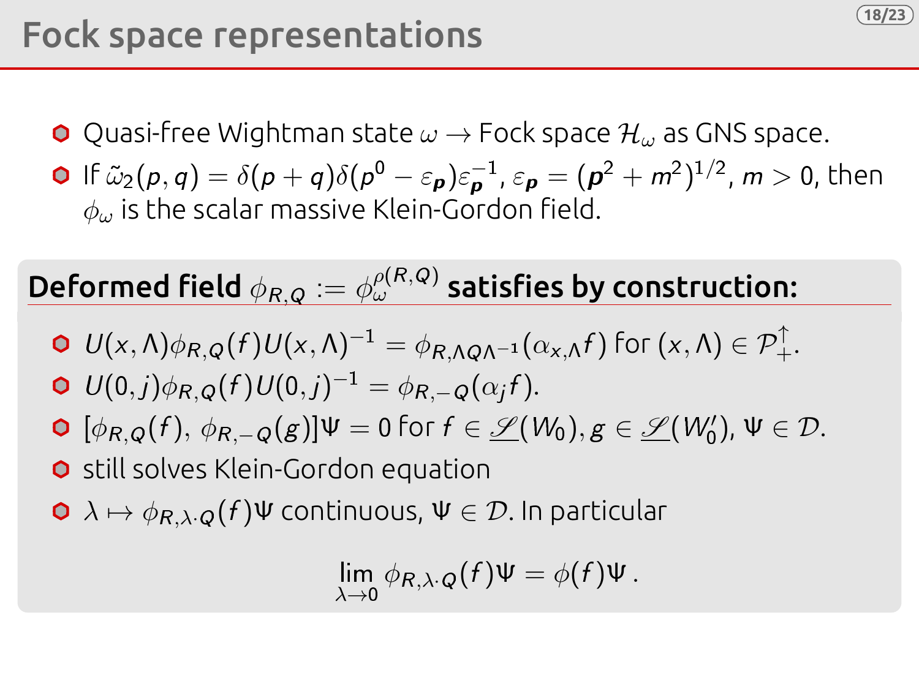# Fock space representations

- Quasi-free Wightman state $\omega \to$ Fock space $\mathcal{H}_\omega$ as GNS space.
- If $\tilde{\omega}_2(p,q) = \delta(p+q)\delta(p^0 - \varepsilon_{\boldsymbol{p}})\varepsilon_{\boldsymbol{p}}^{-1}$, $\varepsilon_{\boldsymbol{p}} = (\boldsymbol{p}^2 + m^2)^{1/2}$, $m > 0$, then $\phi_\omega$ is the scalar massive Klein-Gordon field.

**Deformed field $\phi_{R,Q} := \phi_\omega^{\rho(R,Q)}$ satisfies by construction:**

- $U(x,\Lambda)\phi_{R,Q}(f)U(x,\Lambda)^{-1} = \phi_{R,\Lambda Q \Lambda^{-1}}(\alpha_{x,\Lambda}f)$ for $(x,\Lambda) \in \mathcal{P}_+^\uparrow$.
- $U(0,j)\phi_{R,Q}(f)U(0,j)^{-1} = \phi_{R,-Q}(\alpha_j f)$.
- $[\phi_{R,Q}(f),\, \phi_{R,-Q}(g)]\Psi = 0$ for $f \in \underline{\mathscr{S}}(W_0), g \in \underline{\mathscr{S}}(W_0')$, $\Psi \in \mathcal{D}$.
- still solves Klein-Gordon equation
- $\lambda \mapsto \phi_{R,\lambda\cdot Q}(f)\Psi$ continuous, $\Psi \in \mathcal{D}$. In particular

$$\lim_{\lambda \to 0} \phi_{R,\lambda\cdot Q}(f)\Psi = \phi(f)\Psi\,.$$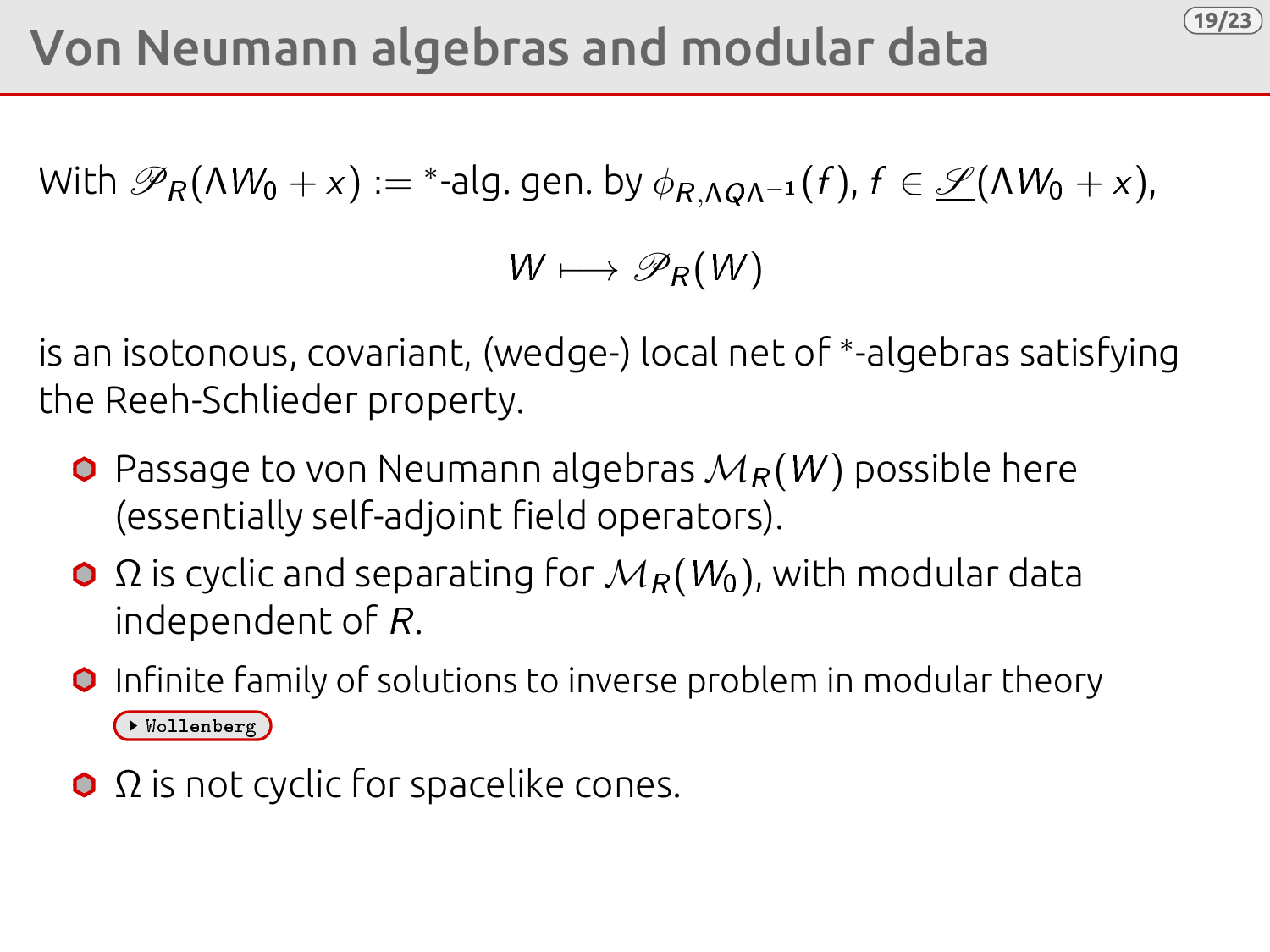# Von Neumann algebras and modular data

With $\mathscr{P}_R(\Lambda W_0 + x) := {}^*$-alg. gen. by $\phi_{R,\Lambda Q \Lambda^{-1}}(f)$, $f \in \underline{\mathscr{S}}(\Lambda W_0 + x)$,

$$W \longmapsto \mathscr{P}_R(W)$$

is an isotonous, covariant, (wedge-) local net of ${}^*$-algebras satisfying the Reeh-Schlieder property.

- Passage to von Neumann algebras $\mathcal{M}_R(W)$ possible here (essentially self-adjoint field operators).
- $\Omega$ is cyclic and separating for $\mathcal{M}_R(W_0)$, with modular data independent of $R$.
- Infinite family of solutions to inverse problem in modular theory
  Wollenberg
- $\Omega$ is not cyclic for spacelike cones.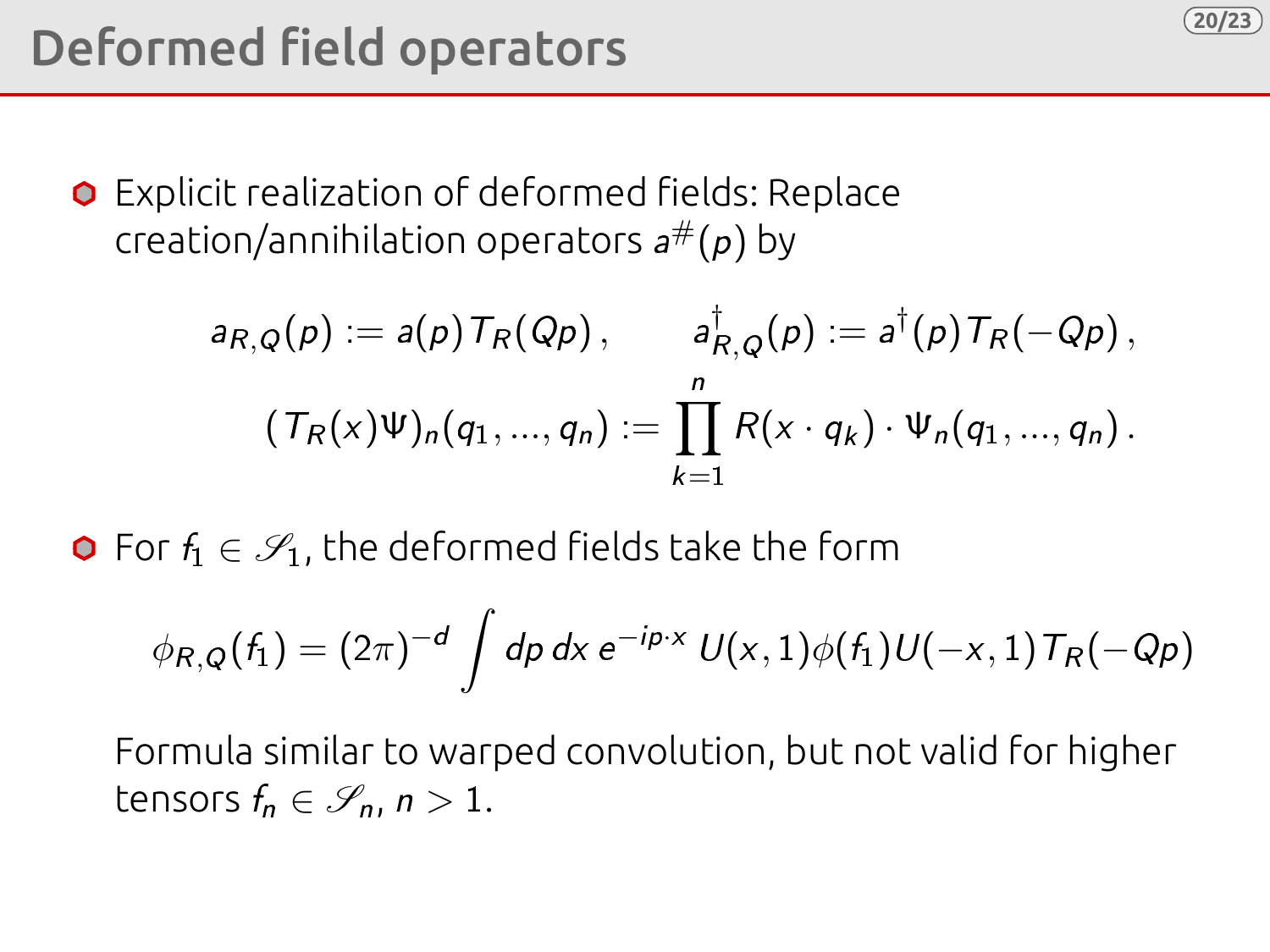# Deformed field operators

- Explicit realization of deformed fields: Replace creation/annihilation operators $a^{\#}(p)$ by

$$a_{R,Q}(p) := a(p)\,T_R(Qp)\,, \qquad a^{\dagger}_{R,Q}(p) := a^{\dagger}(p)\,T_R(-Qp)\,,$$

$$(T_R(x)\Psi)_n(q_1,\dots,q_n) := \prod_{k=1}^{n} R(x\cdot q_k)\cdot \Psi_n(q_1,\dots,q_n)\,.$$

- For $f_1 \in \mathscr{S}_1$, the deformed fields take the form

$$\phi_{R,Q}(f_1) = (2\pi)^{-d}\int dp\,dx\, e^{-ip\cdot x}\, U(x,1)\phi(f_1)U(-x,1)\,T_R(-Qp)$$

Formula similar to warped convolution, but not valid for higher tensors $f_n \in \mathscr{S}_n$, $n > 1$.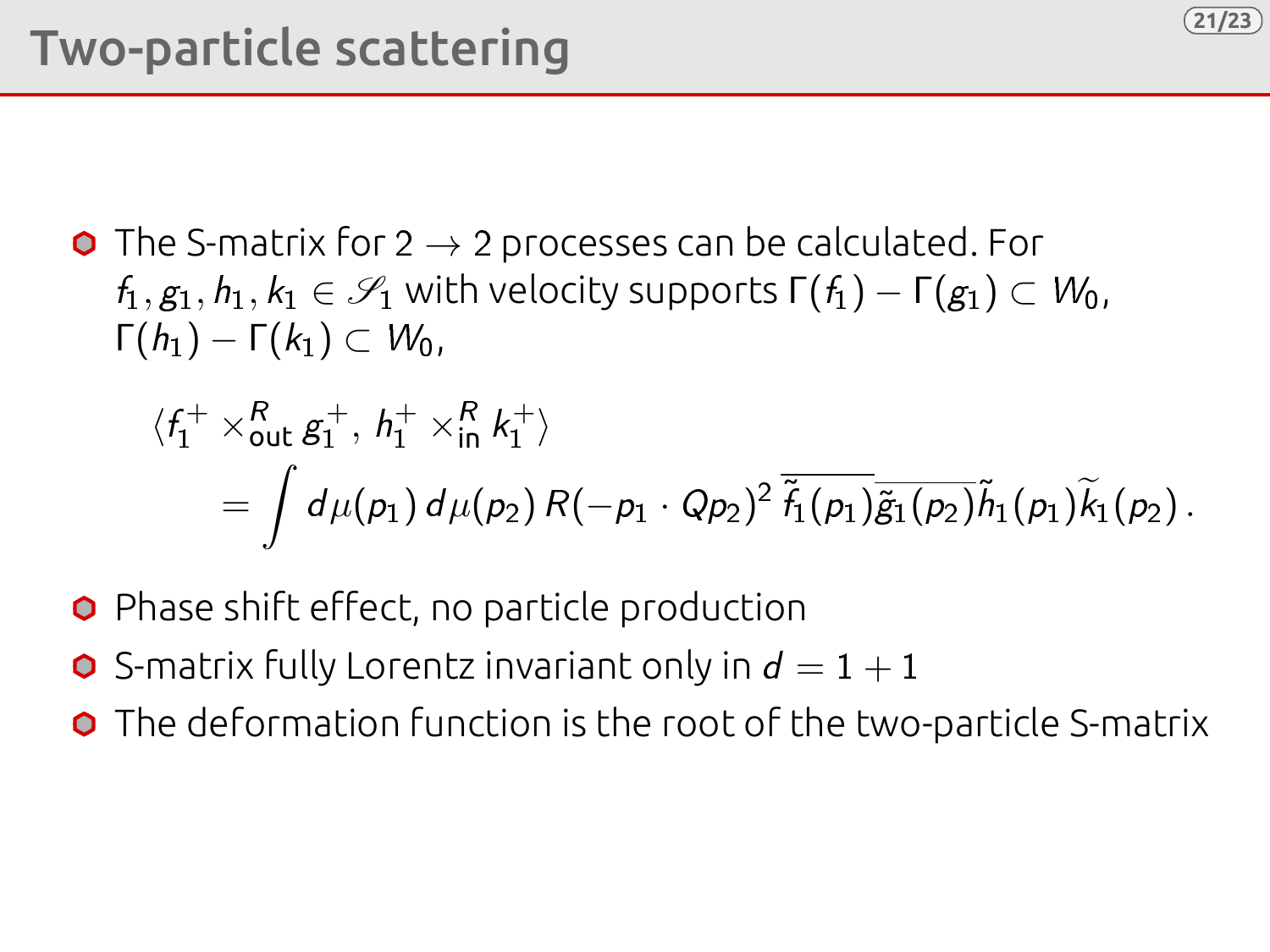# Two-particle scattering

- The S-matrix for $2 \to 2$ processes can be calculated. For $f_1, g_1, h_1, k_1 \in \mathscr{S}_1$ with velocity supports $\Gamma(f_1) - \Gamma(g_1) \subset W_0$, $\Gamma(h_1) - \Gamma(k_1) \subset W_0$,

$$\langle f_1^+ \times_{\text{out}}^R g_1^+ ,\, h_1^+ \times_{\text{in}}^R k_1^+ \rangle$$
$$= \int d\mu(p_1)\, d\mu(p_2)\, R(-p_1 \cdot Qp_2)^2\, \overline{\tilde{f}_1(p_1)}\,\overline{\tilde{g}_1(p_2)}\,\tilde{h}_1(p_1)\widetilde{k}_1(p_2)\,.$$

- Phase shift effect, no particle production
- S-matrix fully Lorentz invariant only in $d = 1 + 1$
- The deformation function is the root of the two-particle S-matrix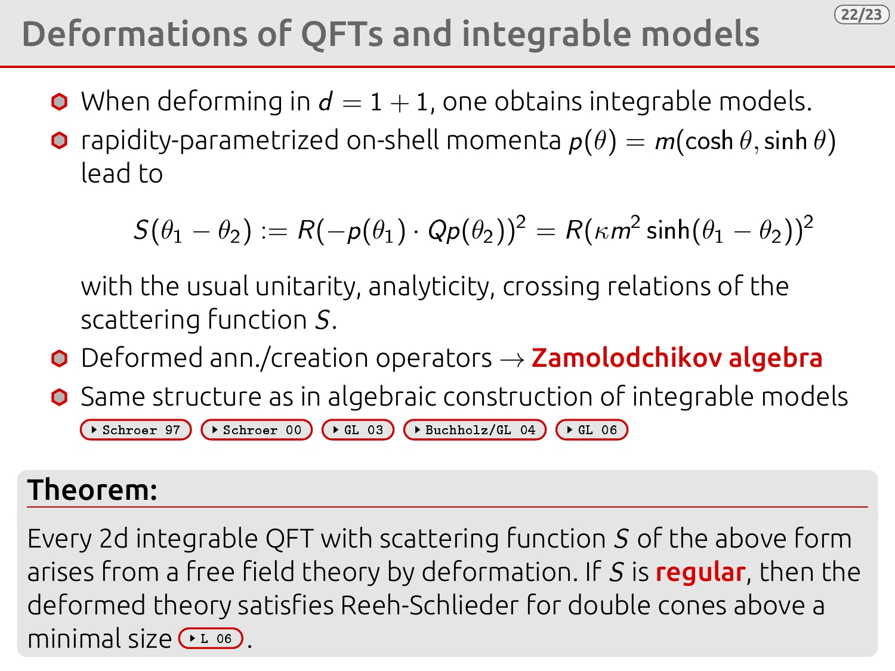# Deformations of QFTs and integrable models

- When deforming in $d = 1 + 1$, one obtains integrable models.
- rapidity-parametrized on-shell momenta $p(\theta) = m(\cosh\theta, \sinh\theta)$ lead to

$$S(\theta_1 - \theta_2) := R(-p(\theta_1) \cdot Qp(\theta_2))^2 = R(\kappa m^2 \sinh(\theta_1 - \theta_2))^2$$

  with the usual unitarity, analyticity, crossing relations of the scattering function $S$.
- Deformed ann./creation operators → **Zamolodchikov algebra**
- Same structure as in algebraic construction of integrable models
  Schroer 97 | Schroer 00 | GL 03 | Buchholz/GL 04 | GL 06

**Theorem:**

Every 2d integrable QFT with scattering function $S$ of the above form arises from a free field theory by deformation. If $S$ is **regular**, then the deformed theory satisfies Reeh-Schlieder for double cones above a minimal size L 06.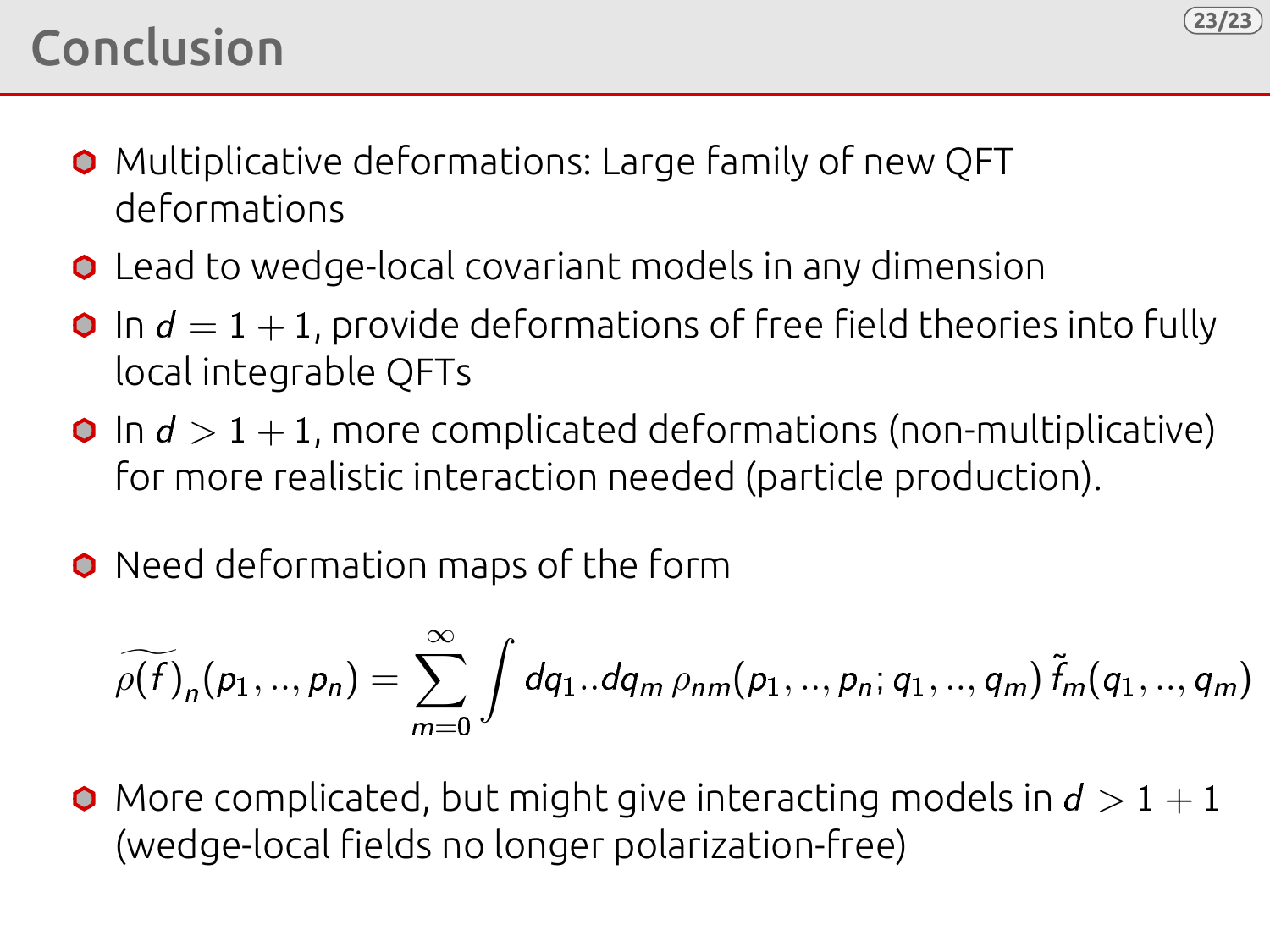# Conclusion

- Multiplicative deformations: Large family of new QFT deformations
- Lead to wedge-local covariant models in any dimension
- In $d = 1 + 1$, provide deformations of free field theories into fully local integrable QFTs
- In $d > 1 + 1$, more complicated deformations (non-multiplicative) for more realistic interaction needed (particle production).
- Need deformation maps of the form

$$\widetilde{\rho(f)}_n(p_1, .., p_n) = \sum_{m=0}^{\infty} \int dq_1..dq_m \, \rho_{nm}(p_1, .., p_n; q_1, .., q_m) \, \tilde{f}_m(q_1, .., q_m)$$

- More complicated, but might give interacting models in $d > 1 + 1$ (wedge-local fields no longer polarization-free)